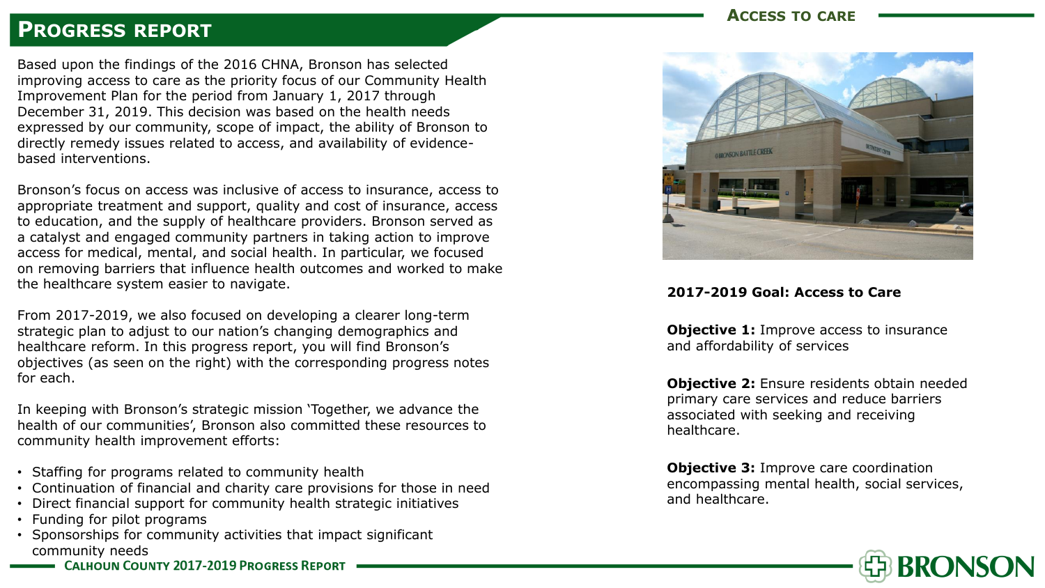## Progress report

Based upon the findings of the 2016 CHNA, Bronson has selected improving access to care as the priority focus of our Community Health Improvement Plan for the period from January 1, 2017 through December 31, 2019. This decision was based on the health needs expressed by our community, scope of impact, the ability of Bronson to directly remedy issues related to access, and availability of evidence-based interventions.

Bronson's focus on access was inclusive of access to insurance, access to appropriate treatment and support, quality and cost of insurance, access to education, and the supply of healthcare providers. Bronson served as a catalyst and engaged community partners in taking action to improve access for medical, mental, and social health. In particular, we focused on removing barriers that influence health outcomes and worked to make the healthcare system easier to navigate.

From 2017-2019, we also focused on developing a clearer long-term strategic plan to adjust to our nation's changing demographics and healthcare reform. In this progress report, you will find Bronson's objectives (as seen on the right) with the corresponding progress notes for each.

In keeping with Bronson's strategic mission 'Together, we advance the health of our communities', Bronson also committed these resources to community health improvement efforts:

- Staffing for programs related to community health
- Continuation of financial and charity care provisions for those in need
- Direct financial support for community health strategic initiatives
- Funding for pilot programs
- Sponsorships for community activities that impact significant community needs

## Access to care

**2017-2019 Goal: Access to Care**

**Objective 1:** Improve access to insurance and affordability of services

**Objective 2:** Ensure residents obtain needed primary care services and reduce barriers associated with seeking and receiving healthcare.

**Objective 3:** Improve care coordination encompassing mental health, social services, and healthcare.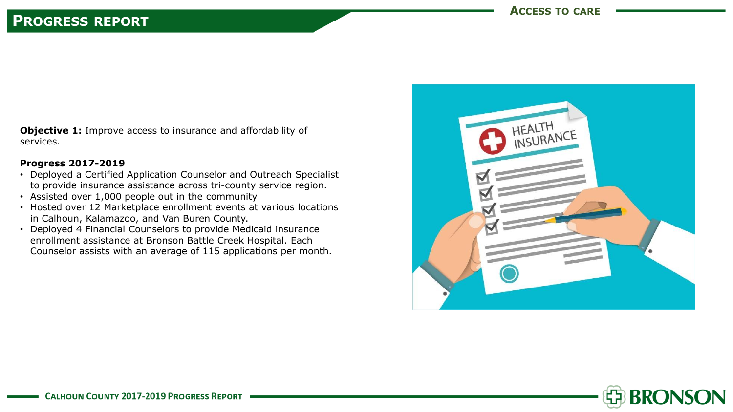# Progress report

## Access to care

**Objective 1:** Improve access to insurance and affordability of services.

**Progress 2017-2019**

- Deployed a Certified Application Counselor and Outreach Specialist to provide insurance assistance across tri-county service region.
- Assisted over 1,000 people out in the community
- Hosted over 12 Marketplace enrollment events at various locations in Calhoun, Kalamazoo, and Van Buren County.
- Deployed 4 Financial Counselors to provide Medicaid insurance enrollment assistance at Bronson Battle Creek Hospital. Each Counselor assists with an average of 115 applications per month.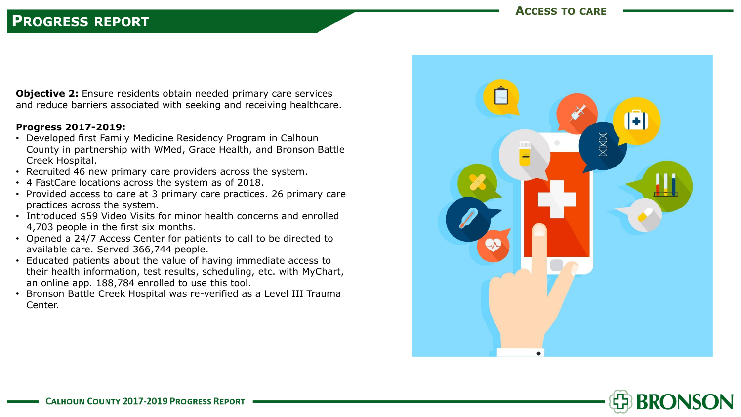# Progress Report

## Access to Care

**Objective 2:** Ensure residents obtain needed primary care services and reduce barriers associated with seeking and receiving healthcare.

**Progress 2017-2019:**

- Developed first Family Medicine Residency Program in Calhoun County in partnership with WMed, Grace Health, and Bronson Battle Creek Hospital.
- Recruited 46 new primary care providers across the system.
- 4 FastCare locations across the system as of 2018.
- Provided access to care at 3 primary care practices. 26 primary care practices across the system.
- Introduced $59 Video Visits for minor health concerns and enrolled 4,703 people in the first six months.
- Opened a 24/7 Access Center for patients to call to be directed to available care. Served 366,744 people.
- Educated patients about the value of having immediate access to their health information, test results, scheduling, etc. with MyChart, an online app. 188,784 enrolled to use this tool.
- Bronson Battle Creek Hospital was re-verified as a Level III Trauma Center.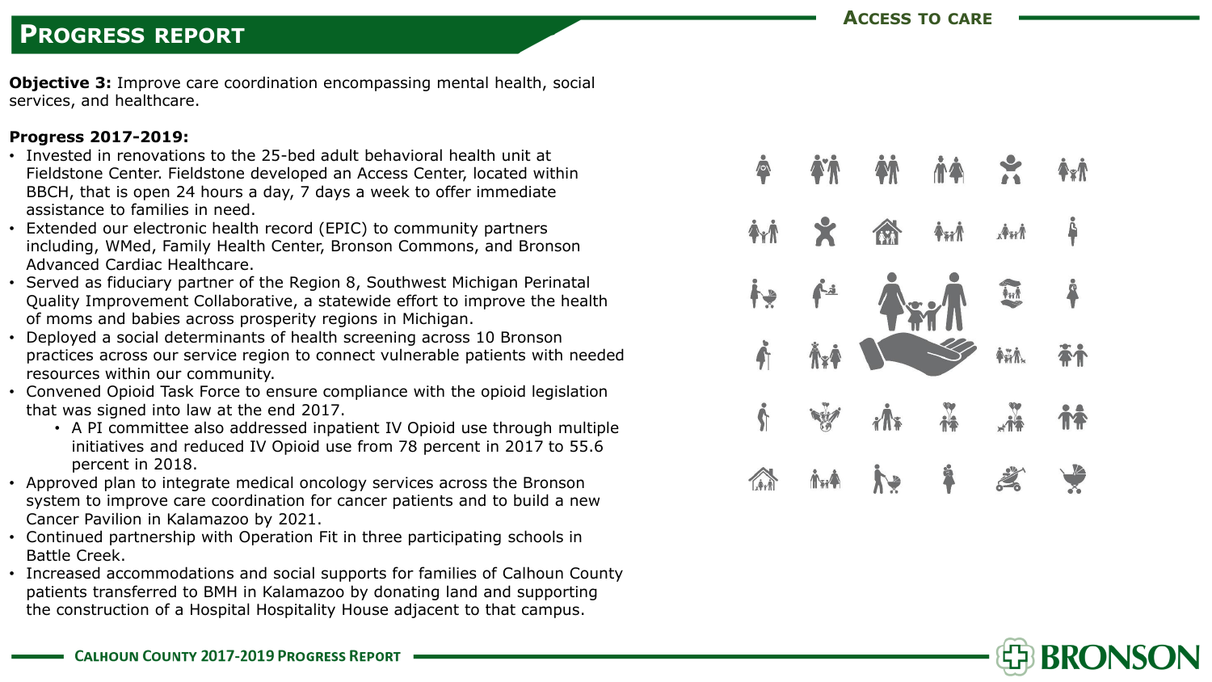# Progress report

## Access to care

**Objective 3:** Improve care coordination encompassing mental health, social services, and healthcare.

**Progress 2017-2019:**

- Invested in renovations to the 25-bed adult behavioral health unit at Fieldstone Center. Fieldstone developed an Access Center, located within BBCH, that is open 24 hours a day, 7 days a week to offer immediate assistance to families in need.
- Extended our electronic health record (EPIC) to community partners including, WMed, Family Health Center, Bronson Commons, and Bronson Advanced Cardiac Healthcare.
- Served as fiduciary partner of the Region 8, Southwest Michigan Perinatal Quality Improvement Collaborative, a statewide effort to improve the health of moms and babies across prosperity regions in Michigan.
- Deployed a social determinants of health screening across 10 Bronson practices across our service region to connect vulnerable patients with needed resources within our community.
- Convened Opioid Task Force to ensure compliance with the opioid legislation that was signed into law at the end 2017.
    - A PI committee also addressed inpatient IV Opioid use through multiple initiatives and reduced IV Opioid use from 78 percent in 2017 to 55.6 percent in 2018.
- Approved plan to integrate medical oncology services across the Bronson system to improve care coordination for cancer patients and to build a new Cancer Pavilion in Kalamazoo by 2021.
- Continued partnership with Operation Fit in three participating schools in Battle Creek.
- Increased accommodations and social supports for families of Calhoun County patients transferred to BMH in Kalamazoo by donating land and supporting the construction of a Hospital Hospitality House adjacent to that campus.